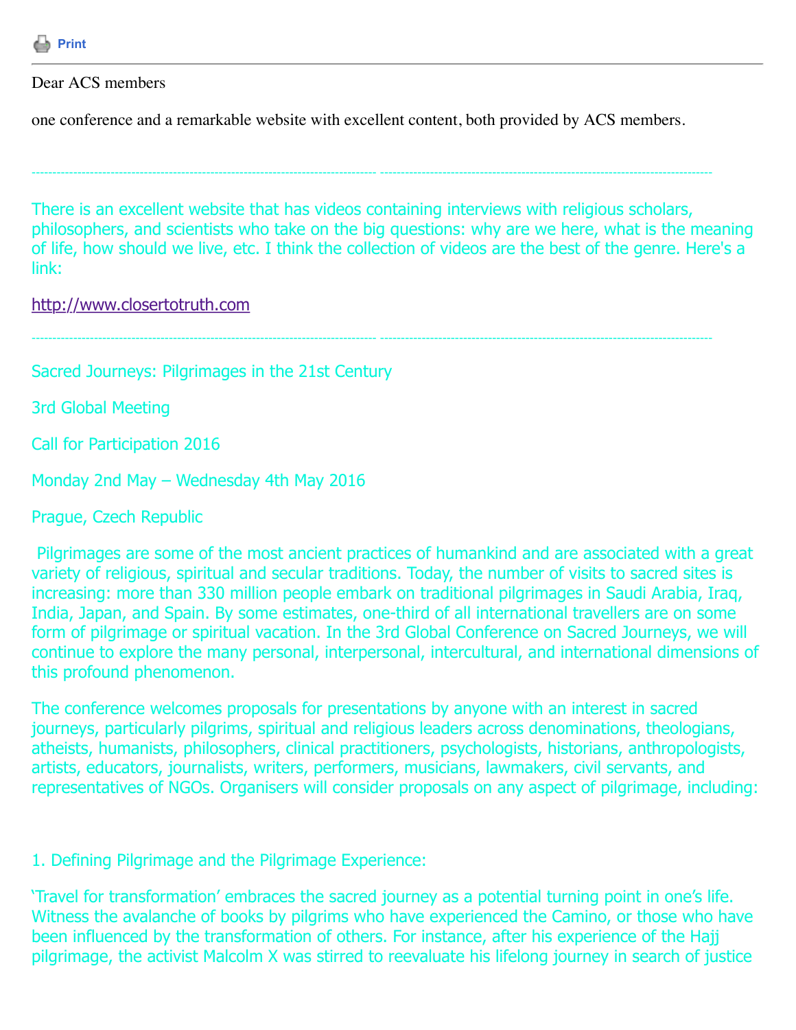Print

---

Dear ACS members

one conference and a remarkable website with excellent content, both provided by ACS members.

------------------------------------------------------------------------------------ ------------------------------------------------------------------------------------

There is an excellent website that has videos containing interviews with religious scholars, philosophers, and scientists who take on the big questions: why are we here, what is the meaning of life, how should we live, etc. I think the collection of videos are the best of the genre. Here's a link:

http://www.closertotruth.com

------------------------------------------------------------------------------------ ------------------------------------------------------------------------------------

Sacred Journeys: Pilgrimages in the 21st Century

3rd Global Meeting

Call for Participation 2016

Monday 2nd May – Wednesday 4th May 2016

Prague, Czech Republic

Pilgrimages are some of the most ancient practices of humankind and are associated with a great variety of religious, spiritual and secular traditions. Today, the number of visits to sacred sites is increasing: more than 330 million people embark on traditional pilgrimages in Saudi Arabia, Iraq, India, Japan, and Spain. By some estimates, one-third of all international travellers are on some form of pilgrimage or spiritual vacation. In the 3rd Global Conference on Sacred Journeys, we will continue to explore the many personal, interpersonal, intercultural, and international dimensions of this profound phenomenon.

The conference welcomes proposals for presentations by anyone with an interest in sacred journeys, particularly pilgrims, spiritual and religious leaders across denominations, theologians, atheists, humanists, philosophers, clinical practitioners, psychologists, historians, anthropologists, artists, educators, journalists, writers, performers, musicians, lawmakers, civil servants, and representatives of NGOs. Organisers will consider proposals on any aspect of pilgrimage, including:

1. Defining Pilgrimage and the Pilgrimage Experience:

'Travel for transformation' embraces the sacred journey as a potential turning point in one's life. Witness the avalanche of books by pilgrims who have experienced the Camino, or those who have been influenced by the transformation of others. For instance, after his experience of the Hajj pilgrimage, the activist Malcolm X was stirred to reevaluate his lifelong journey in search of justice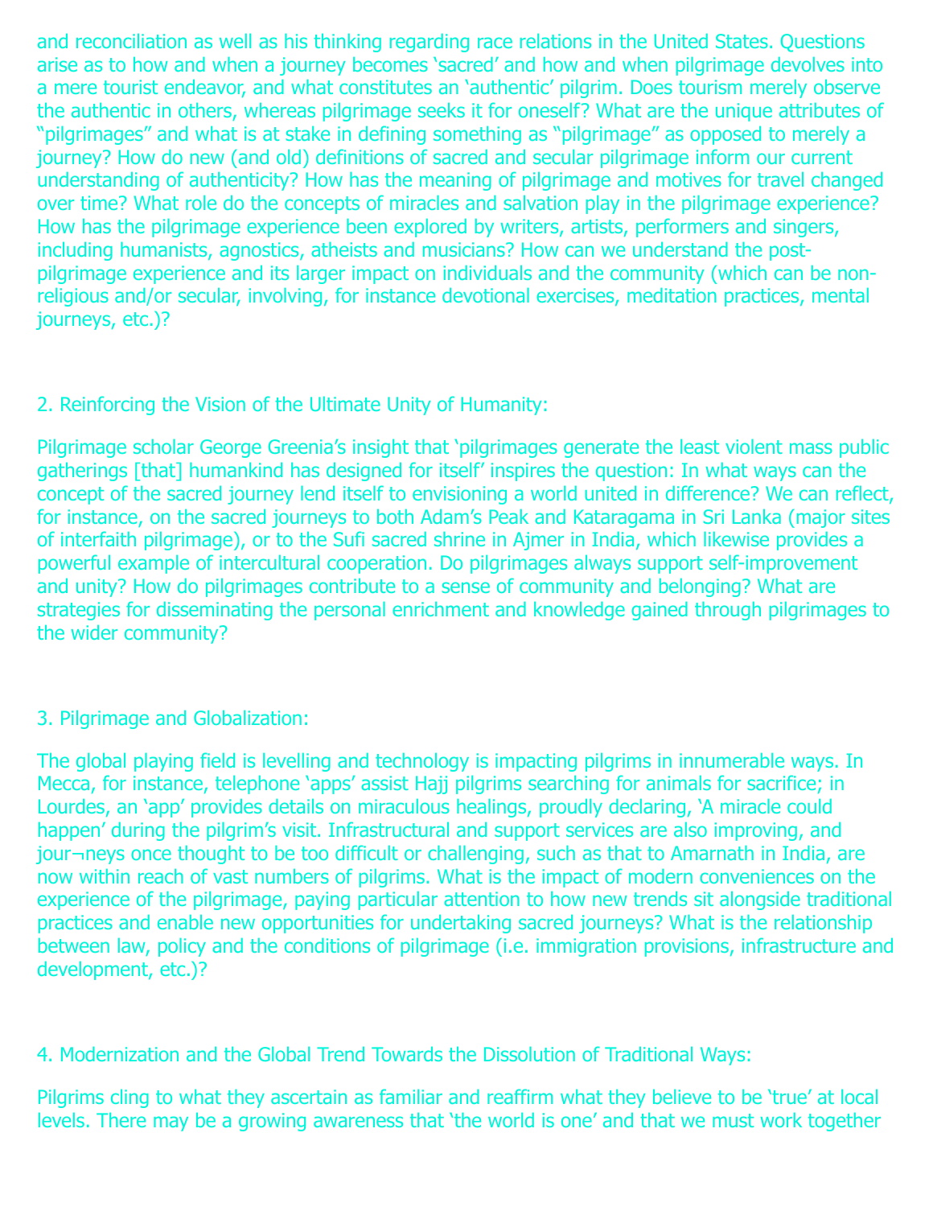and reconciliation as well as his thinking regarding race relations in the United States. Questions arise as to how and when a journey becomes 'sacred' and how and when pilgrimage devolves into a mere tourist endeavor, and what constitutes an 'authentic' pilgrim. Does tourism merely observe the authentic in others, whereas pilgrimage seeks it for oneself? What are the unique attributes of "pilgrimages" and what is at stake in defining something as "pilgrimage" as opposed to merely a journey? How do new (and old) definitions of sacred and secular pilgrimage inform our current understanding of authenticity? How has the meaning of pilgrimage and motives for travel changed over time? What role do the concepts of miracles and salvation play in the pilgrimage experience? How has the pilgrimage experience been explored by writers, artists, performers and singers, including humanists, agnostics, atheists and musicians? How can we understand the post-pilgrimage experience and its larger impact on individuals and the community (which can be non-religious and/or secular, involving, for instance devotional exercises, meditation practices, mental journeys, etc.)?

2. Reinforcing the Vision of the Ultimate Unity of Humanity:

Pilgrimage scholar George Greenia's insight that 'pilgrimages generate the least violent mass public gatherings [that] humankind has designed for itself' inspires the question: In what ways can the concept of the sacred journey lend itself to envisioning a world united in difference? We can reflect, for instance, on the sacred journeys to both Adam's Peak and Kataragama in Sri Lanka (major sites of interfaith pilgrimage), or to the Sufi sacred shrine in Ajmer in India, which likewise provides a powerful example of intercultural cooperation. Do pilgrimages always support self-improvement and unity? How do pilgrimages contribute to a sense of community and belonging? What are strategies for disseminating the personal enrichment and knowledge gained through pilgrimages to the wider community?

3. Pilgrimage and Globalization:

The global playing field is levelling and technology is impacting pilgrims in innumerable ways. In Mecca, for instance, telephone 'apps' assist Hajj pilgrims searching for animals for sacrifice; in Lourdes, an 'app' provides details on miraculous healings, proudly declaring, 'A miracle could happen' during the pilgrim's visit. Infrastructural and support services are also improving, and jour¬neys once thought to be too difficult or challenging, such as that to Amarnath in India, are now within reach of vast numbers of pilgrims. What is the impact of modern conveniences on the experience of the pilgrimage, paying particular attention to how new trends sit alongside traditional practices and enable new opportunities for undertaking sacred journeys? What is the relationship between law, policy and the conditions of pilgrimage (i.e. immigration provisions, infrastructure and development, etc.)?

4. Modernization and the Global Trend Towards the Dissolution of Traditional Ways:

Pilgrims cling to what they ascertain as familiar and reaffirm what they believe to be 'true' at local levels. There may be a growing awareness that 'the world is one' and that we must work together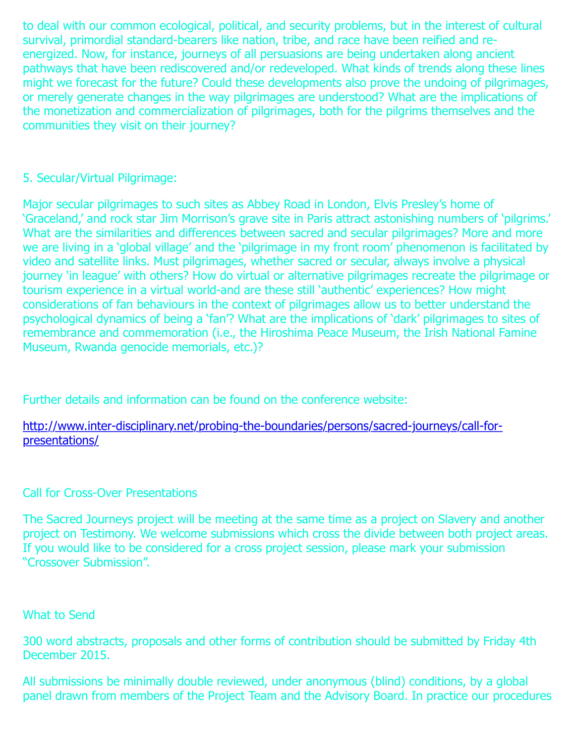to deal with our common ecological, political, and security problems, but in the interest of cultural survival, primordial standard-bearers like nation, tribe, and race have been reified and re-energized. Now, for instance, journeys of all persuasions are being undertaken along ancient pathways that have been rediscovered and/or redeveloped. What kinds of trends along these lines might we forecast for the future? Could these developments also prove the undoing of pilgrimages, or merely generate changes in the way pilgrimages are understood? What are the implications of the monetization and commercialization of pilgrimages, both for the pilgrims themselves and the communities they visit on their journey?

5. Secular/Virtual Pilgrimage:

Major secular pilgrimages to such sites as Abbey Road in London, Elvis Presley's home of 'Graceland,' and rock star Jim Morrison's grave site in Paris attract astonishing numbers of 'pilgrims.' What are the similarities and differences between sacred and secular pilgrimages? More and more we are living in a 'global village' and the 'pilgrimage in my front room' phenomenon is facilitated by video and satellite links. Must pilgrimages, whether sacred or secular, always involve a physical journey 'in league' with others? How do virtual or alternative pilgrimages recreate the pilgrimage or tourism experience in a virtual world-and are these still 'authentic' experiences? How might considerations of fan behaviours in the context of pilgrimages allow us to better understand the psychological dynamics of being a 'fan'? What are the implications of 'dark' pilgrimages to sites of remembrance and commemoration (i.e., the Hiroshima Peace Museum, the Irish National Famine Museum, Rwanda genocide memorials, etc.)?

Further details and information can be found on the conference website:

[http://www.inter-disciplinary.net/probing-the-boundaries/persons/sacred-journeys/call-for-presentations/](http://www.inter-disciplinary.net/probing-the-boundaries/persons/sacred-journeys/call-for-presentations/)

Call for Cross-Over Presentations

The Sacred Journeys project will be meeting at the same time as a project on Slavery and another project on Testimony. We welcome submissions which cross the divide between both project areas. If you would like to be considered for a cross project session, please mark your submission "Crossover Submission".

What to Send

300 word abstracts, proposals and other forms of contribution should be submitted by Friday 4th December 2015.

All submissions be minimally double reviewed, under anonymous (blind) conditions, by a global panel drawn from members of the Project Team and the Advisory Board. In practice our procedures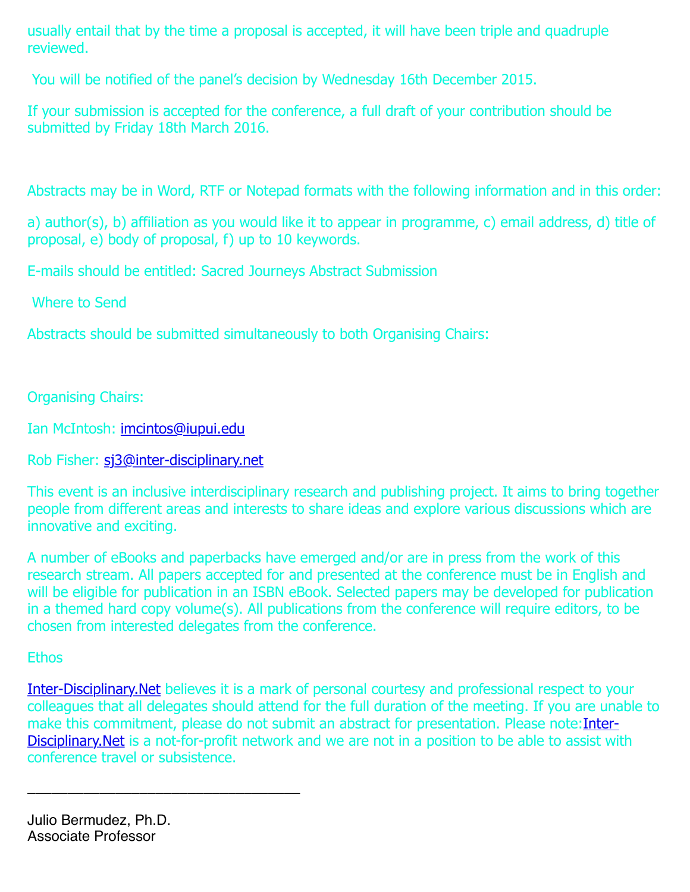usually entail that by the time a proposal is accepted, it will have been triple and quadruple reviewed.

You will be notified of the panel's decision by Wednesday 16th December 2015.

If your submission is accepted for the conference, a full draft of your contribution should be submitted by Friday 18th March 2016.

Abstracts may be in Word, RTF or Notepad formats with the following information and in this order:

a) author(s), b) affiliation as you would like it to appear in programme, c) email address, d) title of proposal, e) body of proposal, f) up to 10 keywords.

E-mails should be entitled: Sacred Journeys Abstract Submission

Where to Send

Abstracts should be submitted simultaneously to both Organising Chairs:

Organising Chairs:

Ian McIntosh: imcintos@iupui.edu

Rob Fisher: sj3@inter-disciplinary.net

This event is an inclusive interdisciplinary research and publishing project. It aims to bring together people from different areas and interests to share ideas and explore various discussions which are innovative and exciting.

A number of eBooks and paperbacks have emerged and/or are in press from the work of this research stream. All papers accepted for and presented at the conference must be in English and will be eligible for publication in an ISBN eBook. Selected papers may be developed for publication in a themed hard copy volume(s). All publications from the conference will require editors, to be chosen from interested delegates from the conference.

Ethos

Inter-Disciplinary.Net believes it is a mark of personal courtesy and professional respect to your colleagues that all delegates should attend for the full duration of the meeting. If you are unable to make this commitment, please do not submit an abstract for presentation. Please note: Inter-Disciplinary.Net is a not-for-profit network and we are not in a position to be able to assist with conference travel or subsistence.

---

Julio Bermudez, Ph.D.
Associate Professor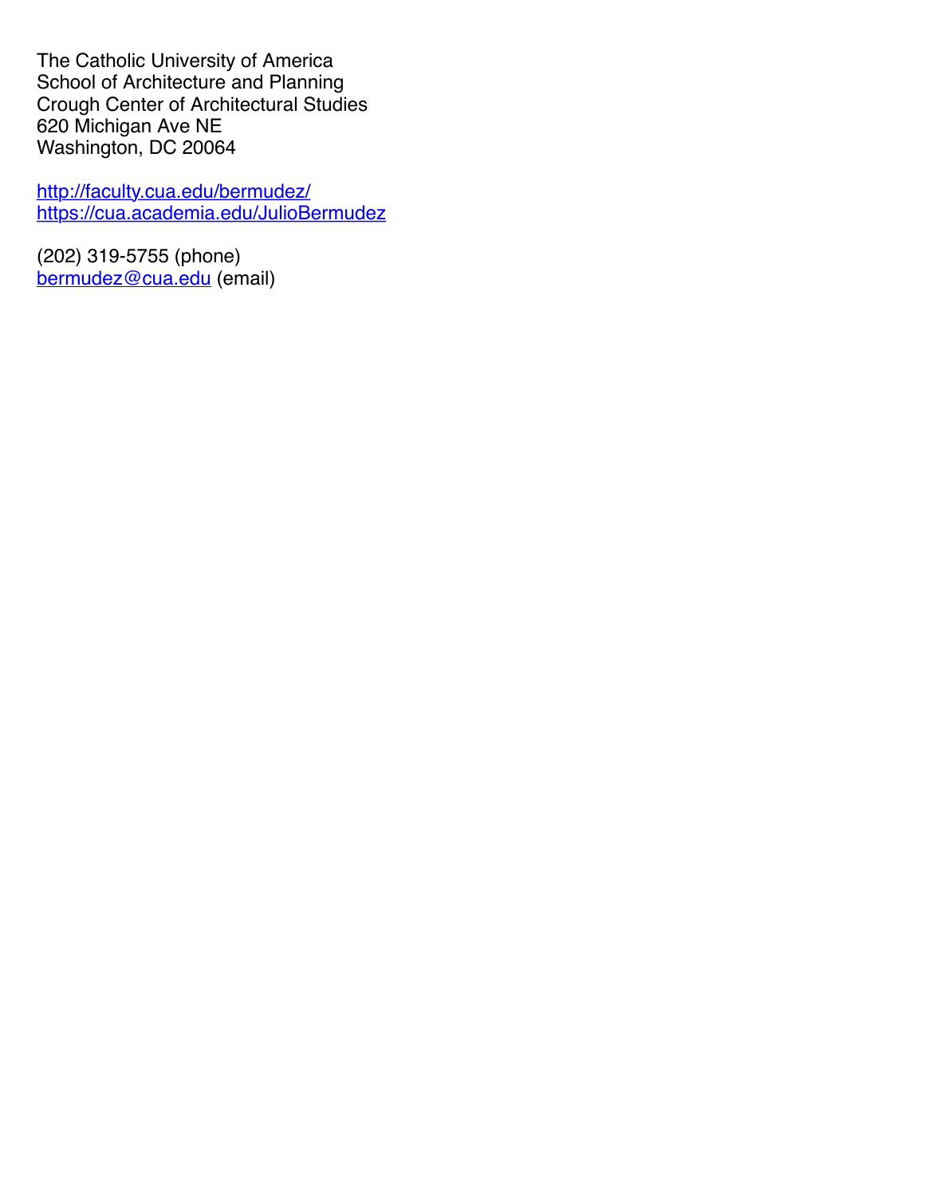The Catholic University of America
School of Architecture and Planning
Crough Center of Architectural Studies
620 Michigan Ave NE
Washington, DC 20064

http://faculty.cua.edu/bermudez/
https://cua.academia.edu/JulioBermudez

(202) 319-5755 (phone)
bermudez@cua.edu (email)